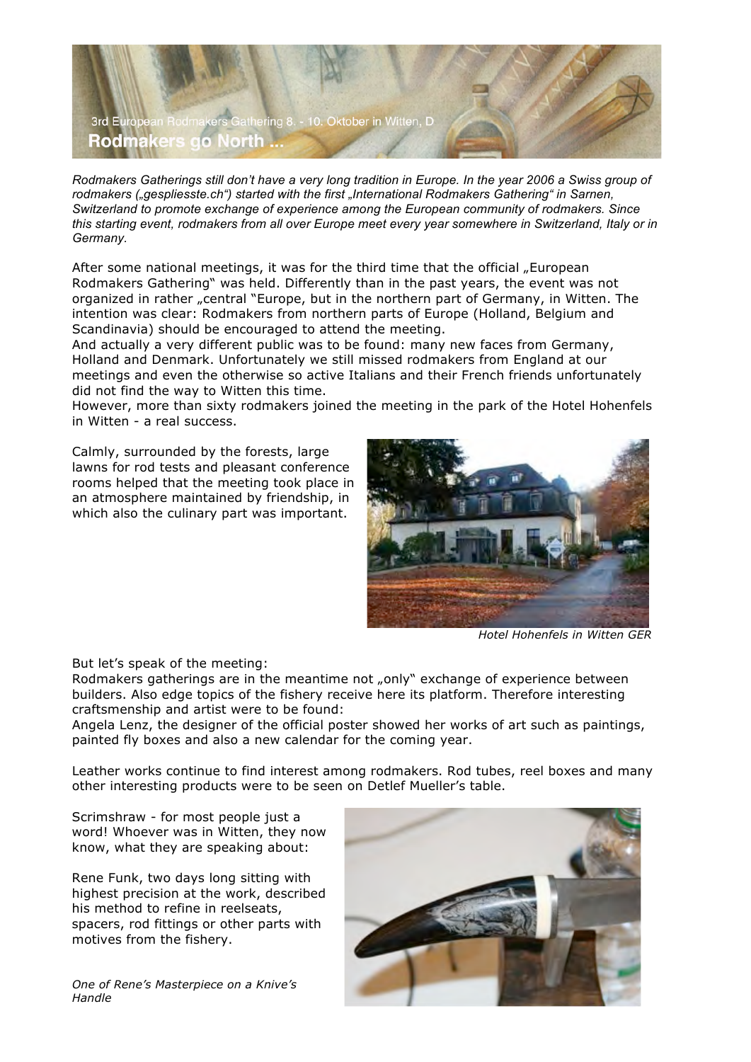3rd European Rodmakers Gathering 8. - 10. Oktober in Witten, D

# Rodmakers go North ...

*Rodmakers Gatherings still don't have a very long tradition in Europe. In the year 2006 a Swiss group of rodmakers („gespliesste.ch") started with the first „International Rodmakers Gathering" in Sarnen, Switzerland to promote exchange of experience among the European community of rodmakers. Since this starting event, rodmakers from all over Europe meet every year somewhere in Switzerland, Italy or in Germany.*

After some national meetings, it was for the third time that the official „European Rodmakers Gathering" was held. Differently than in the past years, the event was not organized in rather „central "Europe, but in the northern part of Germany, in Witten. The intention was clear: Rodmakers from northern parts of Europe (Holland, Belgium and Scandinavia) should be encouraged to attend the meeting.
And actually a very different public was to be found: many new faces from Germany, Holland and Denmark. Unfortunately we still missed rodmakers from England at our meetings and even the otherwise so active Italians and their French friends unfortunately did not find the way to Witten this time.
However, more than sixty rodmakers joined the meeting in the park of the Hotel Hohenfels in Witten - a real success.

Calmly, surrounded by the forests, large lawns for rod tests and pleasant conference rooms helped that the meeting took place in an atmosphere maintained by friendship, in which also the culinary part was important.

*Hotel Hohenfels in Witten GER*

But let's speak of the meeting:
Rodmakers gatherings are in the meantime not „only" exchange of experience between builders. Also edge topics of the fishery receive here its platform. Therefore interesting craftsmenship and artist were to be found:
Angela Lenz, the designer of the official poster showed her works of art such as paintings, painted fly boxes and also a new calendar for the coming year.

Leather works continue to find interest among rodmakers. Rod tubes, reel boxes and many other interesting products were to be seen on Detlef Mueller's table.

Scrimshraw - for most people just a word! Whoever was in Witten, they now know, what they are speaking about:

Rene Funk, two days long sitting with highest precision at the work, described his method to refine in reelseats, spacers, rod fittings or other parts with motives from the fishery.

*One of Rene's Masterpiece on a Knive's Handle*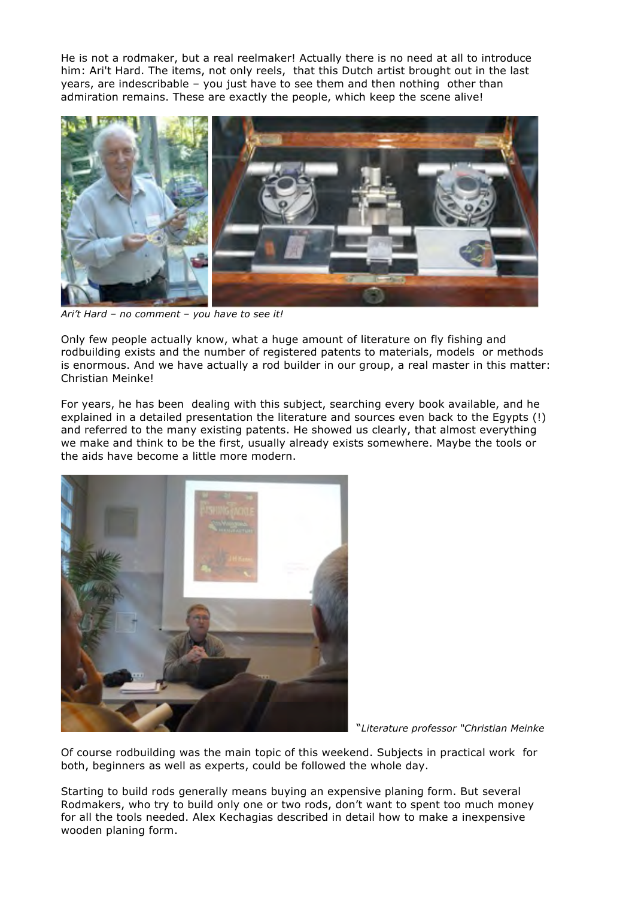He is not a rodmaker, but a real reelmaker! Actually there is no need at all to introduce him: Ari't Hard. The items, not only reels, that this Dutch artist brought out in the last years, are indescribable – you just have to see them and then nothing other than admiration remains. These are exactly the people, which keep the scene alive!

*Ari't Hard – no comment – you have to see it!*

Only few people actually know, what a huge amount of literature on fly fishing and rodbuilding exists and the number of registered patents to materials, models or methods is enormous. And we have actually a rod builder in our group, a real master in this matter: Christian Meinke!

For years, he has been dealing with this subject, searching every book available, and he explained in a detailed presentation the literature and sources even back to the Egypts (!) and referred to the many existing patents. He showed us clearly, that almost everything we make and think to be the first, usually already exists somewhere. Maybe the tools or the aids have become a little more modern.

*"Literature professor "Christian Meinke*

Of course rodbuilding was the main topic of this weekend. Subjects in practical work for both, beginners as well as experts, could be followed the whole day.

Starting to build rods generally means buying an expensive planing form. But several Rodmakers, who try to build only one or two rods, don't want to spent too much money for all the tools needed. Alex Kechagias described in detail how to make a inexpensive wooden planing form.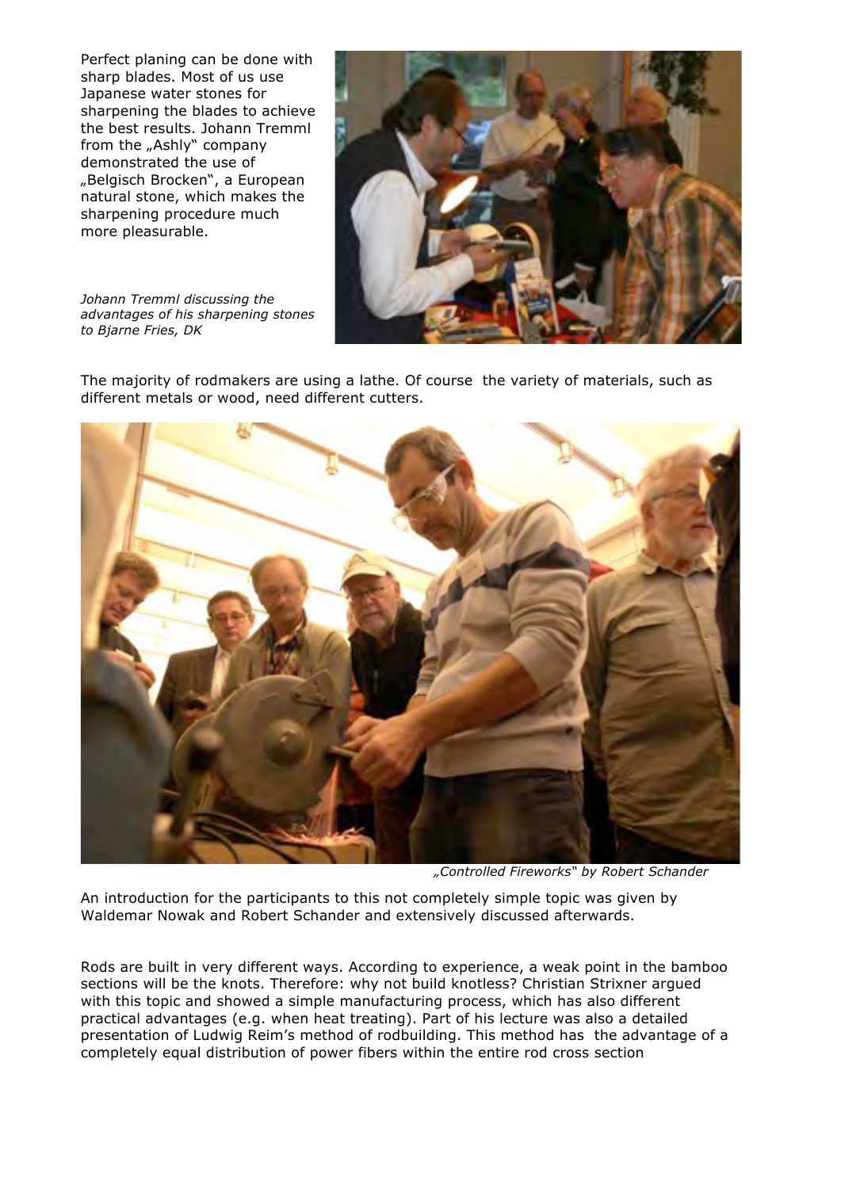Perfect planing can be done with sharp blades. Most of us use Japanese water stones for sharpening the blades to achieve the best results. Johann Tremml from the „Ashly" company demonstrated the use of „Belgisch Brocken", a European natural stone, which makes the sharpening procedure much more pleasurable.

*Johann Tremml discussing the advantages of his sharpening stones to Bjarne Fries, DK*

The majority of rodmakers are using a lathe. Of course the variety of materials, such as different metals or wood, need different cutters.

*„Controlled Fireworks" by Robert Schander*

An introduction for the participants to this not completely simple topic was given by Waldemar Nowak and Robert Schander and extensively discussed afterwards.

Rods are built in very different ways. According to experience, a weak point in the bamboo sections will be the knots. Therefore: why not build knotless? Christian Strixner argued with this topic and showed a simple manufacturing process, which has also different practical advantages (e.g. when heat treating). Part of his lecture was also a detailed presentation of Ludwig Reim's method of rodbuilding. This method has the advantage of a completely equal distribution of power fibers within the entire rod cross section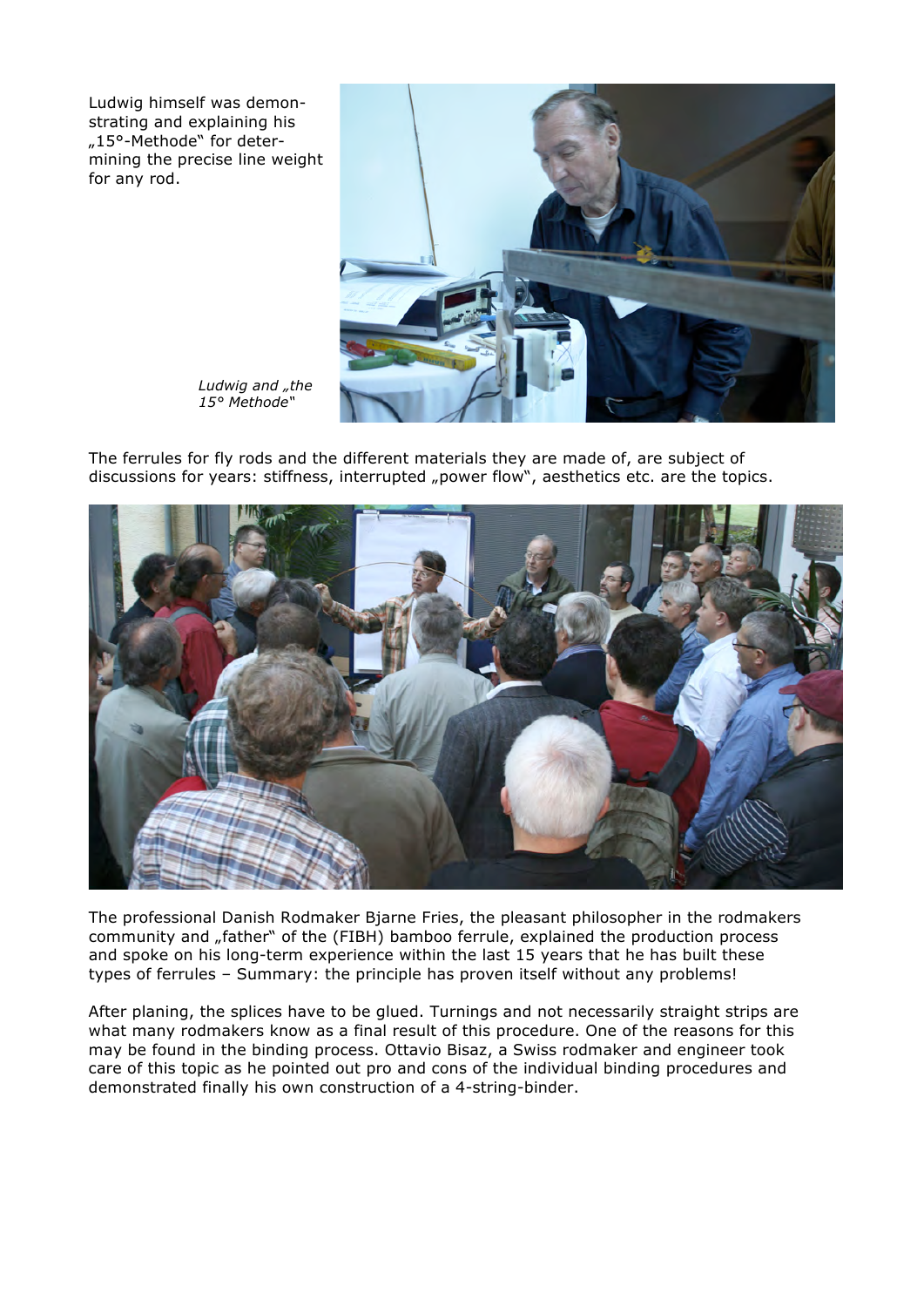Ludwig himself was demonstrating and explaining his „15°-Methode" for determining the precise line weight for any rod.

*Ludwig and „the 15° Methode"*

The ferrules for fly rods and the different materials they are made of, are subject of discussions for years: stiffness, interrupted „power flow", aesthetics etc. are the topics.

The professional Danish Rodmaker Bjarne Fries, the pleasant philosopher in the rodmakers community and „father" of the (FIBH) bamboo ferrule, explained the production process and spoke on his long-term experience within the last 15 years that he has built these types of ferrules – Summary: the principle has proven itself without any problems!

After planing, the splices have to be glued. Turnings and not necessarily straight strips are what many rodmakers know as a final result of this procedure. One of the reasons for this may be found in the binding process. Ottavio Bisaz, a Swiss rodmaker and engineer took care of this topic as he pointed out pro and cons of the individual binding procedures and demonstrated finally his own construction of a 4-string-binder.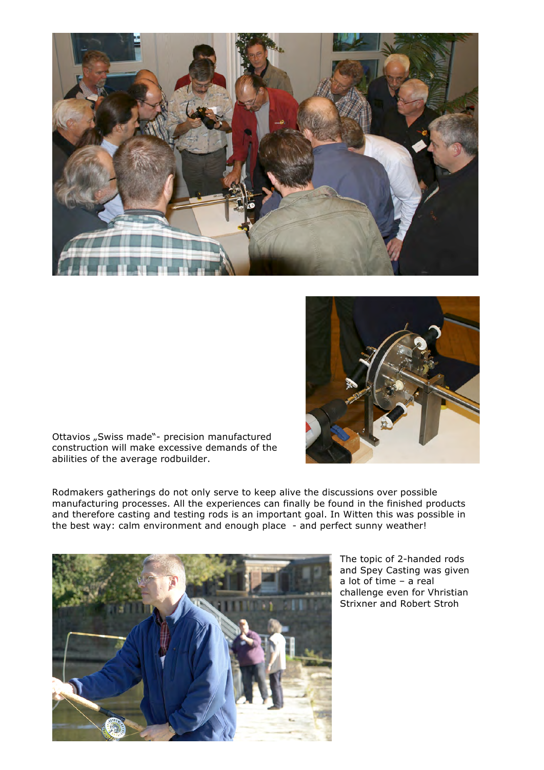Ottavios „Swiss made"- precision manufactured construction will make excessive demands of the abilities of the average rodbuilder.

Rodmakers gatherings do not only serve to keep alive the discussions over possible manufacturing processes. All the experiences can finally be found in the finished products and therefore casting and testing rods is an important goal. In Witten this was possible in the best way: calm environment and enough place - and perfect sunny weather!

The topic of 2-handed rods and Spey Casting was given a lot of time – a real challenge even for Vhristian Strixner and Robert Stroh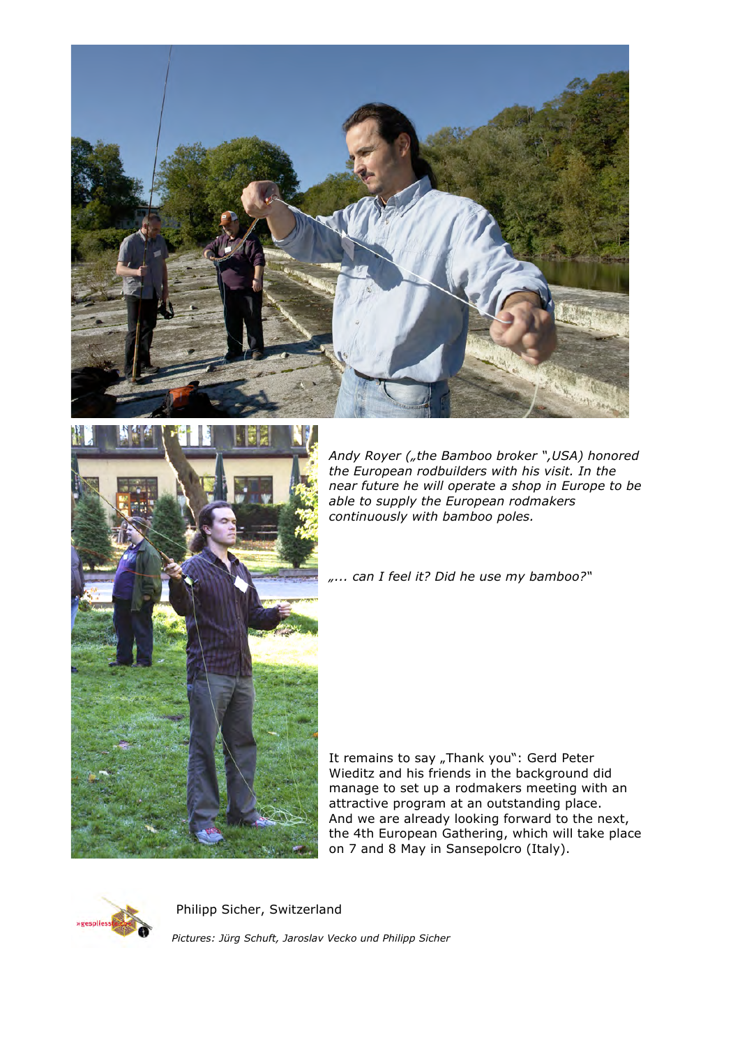*Andy Royer („the Bamboo broker ",USA) honored the European rodbuilders with his visit. In the near future he will operate a shop in Europe to be able to supply the European rodmakers continuously with bamboo poles.*

*„... can I feel it? Did he use my bamboo?"*

It remains to say „Thank you": Gerd Peter Wieditz and his friends in the background did manage to set up a rodmakers meeting with an attractive program at an outstanding place. And we are already looking forward to the next, the 4th European Gathering, which will take place on 7 and 8 May in Sansepolcro (Italy).

Philipp Sicher, Switzerland

*Pictures: Jürg Schuft, Jaroslav Vecko und Philipp Sicher*